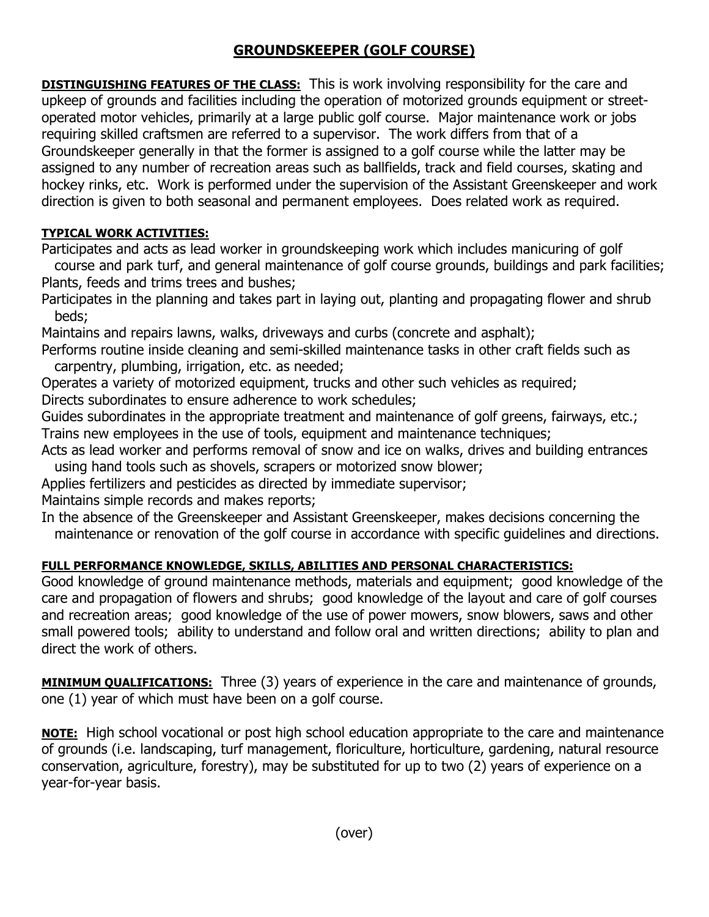# GROUNDSKEEPER (GOLF COURSE)

**DISTINGUISHING FEATURES OF THE CLASS:** This is work involving responsibility for the care and upkeep of grounds and facilities including the operation of motorized grounds equipment or street-operated motor vehicles, primarily at a large public golf course. Major maintenance work or jobs requiring skilled craftsmen are referred to a supervisor. The work differs from that of a Groundskeeper generally in that the former is assigned to a golf course while the latter may be assigned to any number of recreation areas such as ballfields, track and field courses, skating and hockey rinks, etc. Work is performed under the supervision of the Assistant Greenskeeper and work direction is given to both seasonal and permanent employees. Does related work as required.

**TYPICAL WORK ACTIVITIES:**

Participates and acts as lead worker in groundskeeping work which includes manicuring of golf course and park turf, and general maintenance of golf course grounds, buildings and park facilities;
Plants, feeds and trims trees and bushes;
Participates in the planning and takes part in laying out, planting and propagating flower and shrub beds;
Maintains and repairs lawns, walks, driveways and curbs (concrete and asphalt);
Performs routine inside cleaning and semi-skilled maintenance tasks in other craft fields such as carpentry, plumbing, irrigation, etc. as needed;
Operates a variety of motorized equipment, trucks and other such vehicles as required;
Directs subordinates to ensure adherence to work schedules;
Guides subordinates in the appropriate treatment and maintenance of golf greens, fairways, etc.;
Trains new employees in the use of tools, equipment and maintenance techniques;
Acts as lead worker and performs removal of snow and ice on walks, drives and building entrances using hand tools such as shovels, scrapers or motorized snow blower;
Applies fertilizers and pesticides as directed by immediate supervisor;
Maintains simple records and makes reports;
In the absence of the Greenskeeper and Assistant Greenskeeper, makes decisions concerning the maintenance or renovation of the golf course in accordance with specific guidelines and directions.

**FULL PERFORMANCE KNOWLEDGE, SKILLS, ABILITIES AND PERSONAL CHARACTERISTICS:**

Good knowledge of ground maintenance methods, materials and equipment; good knowledge of the care and propagation of flowers and shrubs; good knowledge of the layout and care of golf courses and recreation areas; good knowledge of the use of power mowers, snow blowers, saws and other small powered tools; ability to understand and follow oral and written directions; ability to plan and direct the work of others.

**MINIMUM QUALIFICATIONS:** Three (3) years of experience in the care and maintenance of grounds, one (1) year of which must have been on a golf course.

**NOTE:** High school vocational or post high school education appropriate to the care and maintenance of grounds (i.e. landscaping, turf management, floriculture, horticulture, gardening, natural resource conservation, agriculture, forestry), may be substituted for up to two (2) years of experience on a year-for-year basis.

(over)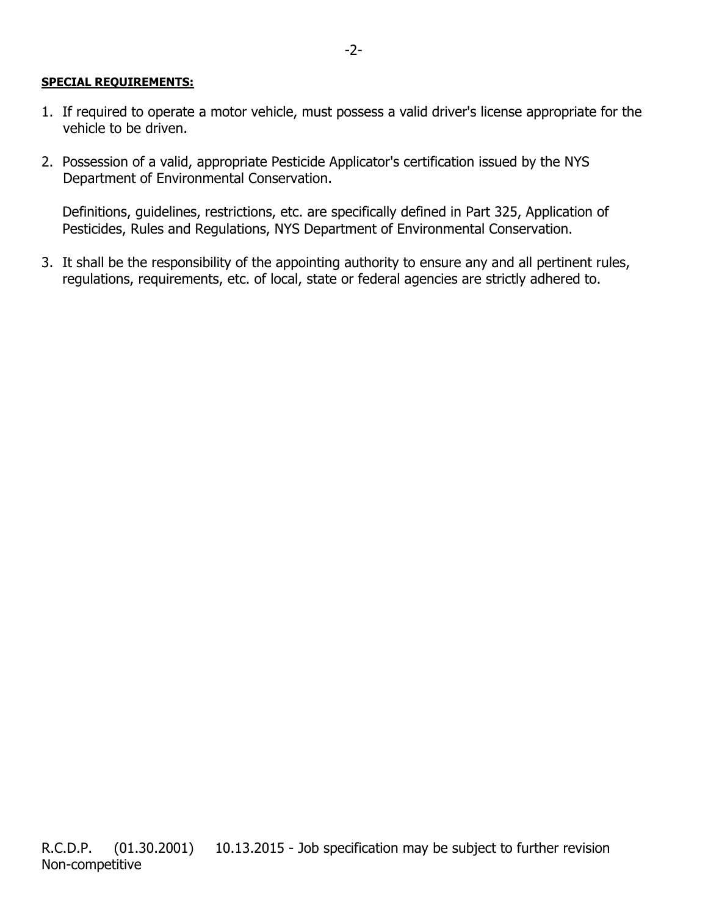**SPECIAL REQUIREMENTS:**

1. If required to operate a motor vehicle, must possess a valid driver's license appropriate for the vehicle to be driven.

2. Possession of a valid, appropriate Pesticide Applicator's certification issued by the NYS Department of Environmental Conservation.

   Definitions, guidelines, restrictions, etc. are specifically defined in Part 325, Application of Pesticides, Rules and Regulations, NYS Department of Environmental Conservation.

3. It shall be the responsibility of the appointing authority to ensure any and all pertinent rules, regulations, requirements, etc. of local, state or federal agencies are strictly adhered to.

R.C.D.P. (01.30.2001) 10.13.2015 - Job specification may be subject to further revision
Non-competitive